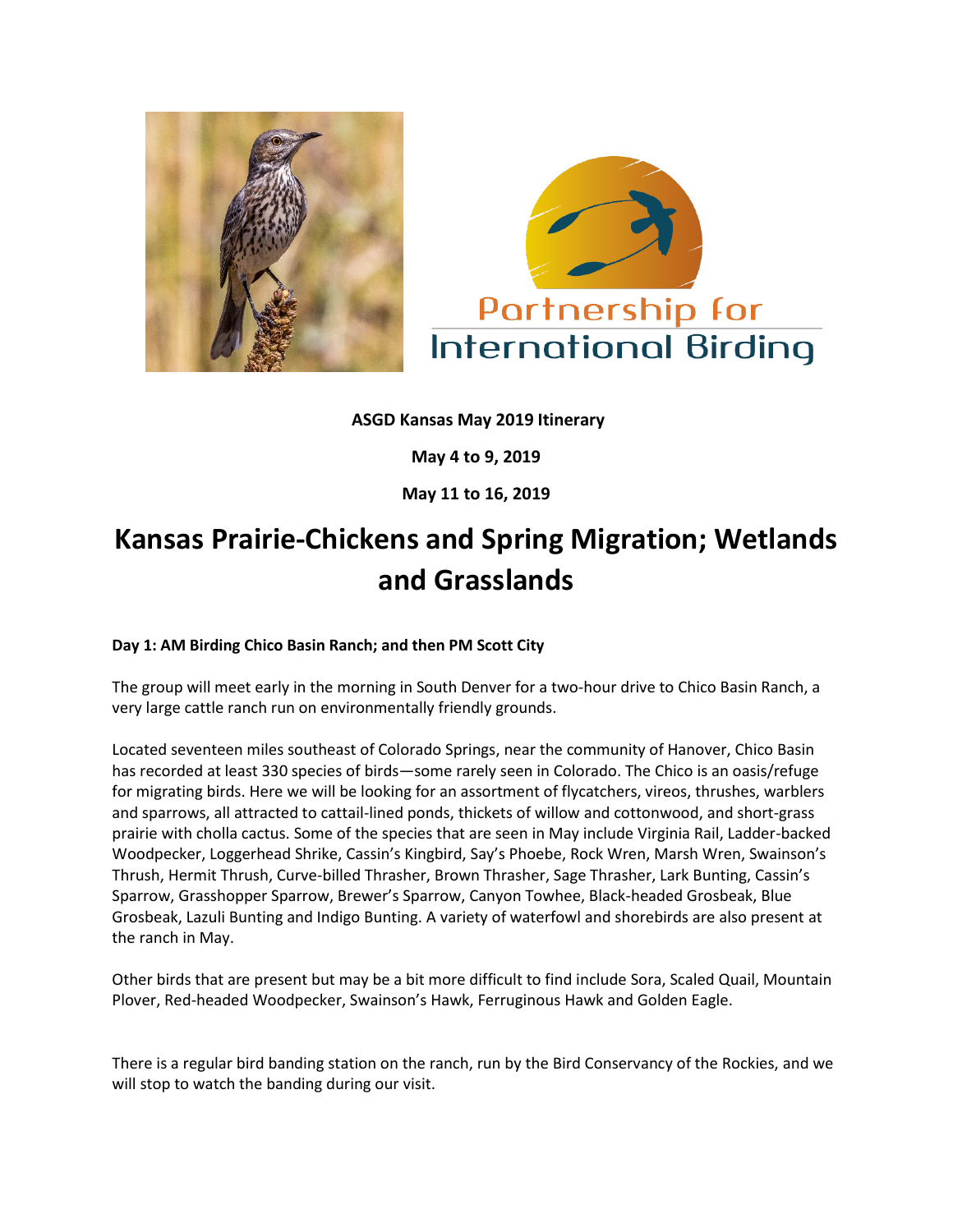Partnership for International Birding

**ASGD Kansas May 2019 Itinerary**

**May 4 to 9, 2019**

**May 11 to 16, 2019**

# Kansas Prairie-Chickens and Spring Migration; Wetlands and Grasslands

**Day 1: AM Birding Chico Basin Ranch; and then PM Scott City**

The group will meet early in the morning in South Denver for a two-hour drive to Chico Basin Ranch, a very large cattle ranch run on environmentally friendly grounds.

Located seventeen miles southeast of Colorado Springs, near the community of Hanover, Chico Basin has recorded at least 330 species of birds—some rarely seen in Colorado. The Chico is an oasis/refuge for migrating birds. Here we will be looking for an assortment of flycatchers, vireos, thrushes, warblers and sparrows, all attracted to cattail-lined ponds, thickets of willow and cottonwood, and short-grass prairie with cholla cactus. Some of the species that are seen in May include Virginia Rail, Ladder-backed Woodpecker, Loggerhead Shrike, Cassin's Kingbird, Say's Phoebe, Rock Wren, Marsh Wren, Swainson's Thrush, Hermit Thrush, Curve-billed Thrasher, Brown Thrasher, Sage Thrasher, Lark Bunting, Cassin's Sparrow, Grasshopper Sparrow, Brewer's Sparrow, Canyon Towhee, Black-headed Grosbeak, Blue Grosbeak, Lazuli Bunting and Indigo Bunting. A variety of waterfowl and shorebirds are also present at the ranch in May.

Other birds that are present but may be a bit more difficult to find include Sora, Scaled Quail, Mountain Plover, Red-headed Woodpecker, Swainson's Hawk, Ferruginous Hawk and Golden Eagle.

There is a regular bird banding station on the ranch, run by the Bird Conservancy of the Rockies, and we will stop to watch the banding during our visit.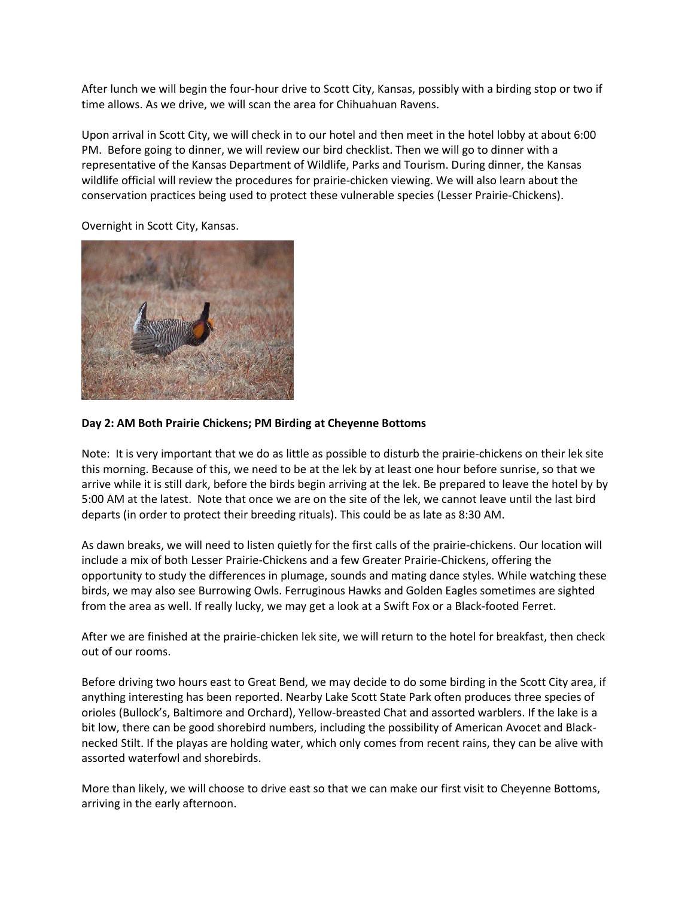After lunch we will begin the four-hour drive to Scott City, Kansas, possibly with a birding stop or two if time allows. As we drive, we will scan the area for Chihuahuan Ravens.

Upon arrival in Scott City, we will check in to our hotel and then meet in the hotel lobby at about 6:00 PM. Before going to dinner, we will review our bird checklist. Then we will go to dinner with a representative of the Kansas Department of Wildlife, Parks and Tourism. During dinner, the Kansas wildlife official will review the procedures for prairie-chicken viewing. We will also learn about the conservation practices being used to protect these vulnerable species (Lesser Prairie-Chickens).

Overnight in Scott City, Kansas.

**Day 2: AM Both Prairie Chickens; PM Birding at Cheyenne Bottoms**

Note: It is very important that we do as little as possible to disturb the prairie-chickens on their lek site this morning. Because of this, we need to be at the lek by at least one hour before sunrise, so that we arrive while it is still dark, before the birds begin arriving at the lek. Be prepared to leave the hotel by by 5:00 AM at the latest. Note that once we are on the site of the lek, we cannot leave until the last bird departs (in order to protect their breeding rituals). This could be as late as 8:30 AM.

As dawn breaks, we will need to listen quietly for the first calls of the prairie-chickens. Our location will include a mix of both Lesser Prairie-Chickens and a few Greater Prairie-Chickens, offering the opportunity to study the differences in plumage, sounds and mating dance styles. While watching these birds, we may also see Burrowing Owls. Ferruginous Hawks and Golden Eagles sometimes are sighted from the area as well. If really lucky, we may get a look at a Swift Fox or a Black-footed Ferret.

After we are finished at the prairie-chicken lek site, we will return to the hotel for breakfast, then check out of our rooms.

Before driving two hours east to Great Bend, we may decide to do some birding in the Scott City area, if anything interesting has been reported. Nearby Lake Scott State Park often produces three species of orioles (Bullock's, Baltimore and Orchard), Yellow-breasted Chat and assorted warblers. If the lake is a bit low, there can be good shorebird numbers, including the possibility of American Avocet and Black-necked Stilt. If the playas are holding water, which only comes from recent rains, they can be alive with assorted waterfowl and shorebirds.

More than likely, we will choose to drive east so that we can make our first visit to Cheyenne Bottoms, arriving in the early afternoon.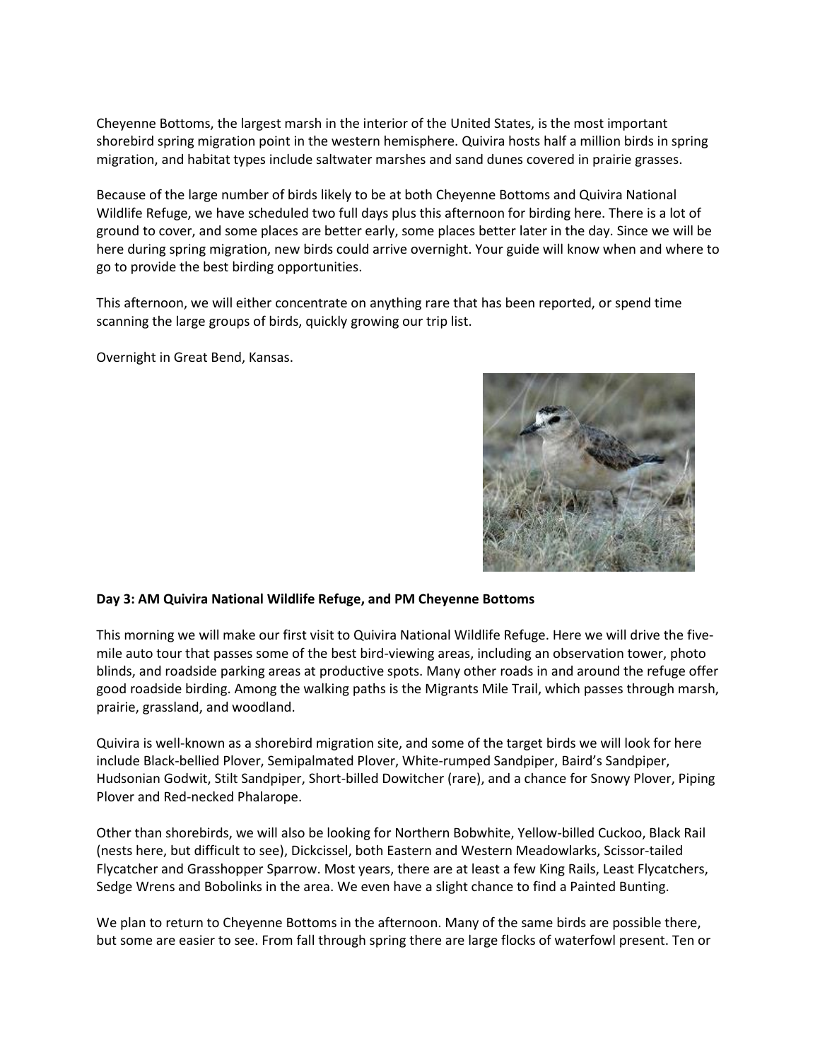Cheyenne Bottoms, the largest marsh in the interior of the United States, is the most important shorebird spring migration point in the western hemisphere. Quivira hosts half a million birds in spring migration, and habitat types include saltwater marshes and sand dunes covered in prairie grasses.

Because of the large number of birds likely to be at both Cheyenne Bottoms and Quivira National Wildlife Refuge, we have scheduled two full days plus this afternoon for birding here. There is a lot of ground to cover, and some places are better early, some places better later in the day. Since we will be here during spring migration, new birds could arrive overnight. Your guide will know when and where to go to provide the best birding opportunities.

This afternoon, we will either concentrate on anything rare that has been reported, or spend time scanning the large groups of birds, quickly growing our trip list.

Overnight in Great Bend, Kansas.

**Day 3: AM Quivira National Wildlife Refuge, and PM Cheyenne Bottoms**

This morning we will make our first visit to Quivira National Wildlife Refuge. Here we will drive the five-mile auto tour that passes some of the best bird-viewing areas, including an observation tower, photo blinds, and roadside parking areas at productive spots. Many other roads in and around the refuge offer good roadside birding. Among the walking paths is the Migrants Mile Trail, which passes through marsh, prairie, grassland, and woodland.

Quivira is well-known as a shorebird migration site, and some of the target birds we will look for here include Black-bellied Plover, Semipalmated Plover, White-rumped Sandpiper, Baird's Sandpiper, Hudsonian Godwit, Stilt Sandpiper, Short-billed Dowitcher (rare), and a chance for Snowy Plover, Piping Plover and Red-necked Phalarope.

Other than shorebirds, we will also be looking for Northern Bobwhite, Yellow-billed Cuckoo, Black Rail (nests here, but difficult to see), Dickcissel, both Eastern and Western Meadowlarks, Scissor-tailed Flycatcher and Grasshopper Sparrow. Most years, there are at least a few King Rails, Least Flycatchers, Sedge Wrens and Bobolinks in the area. We even have a slight chance to find a Painted Bunting.

We plan to return to Cheyenne Bottoms in the afternoon. Many of the same birds are possible there, but some are easier to see. From fall through spring there are large flocks of waterfowl present. Ten or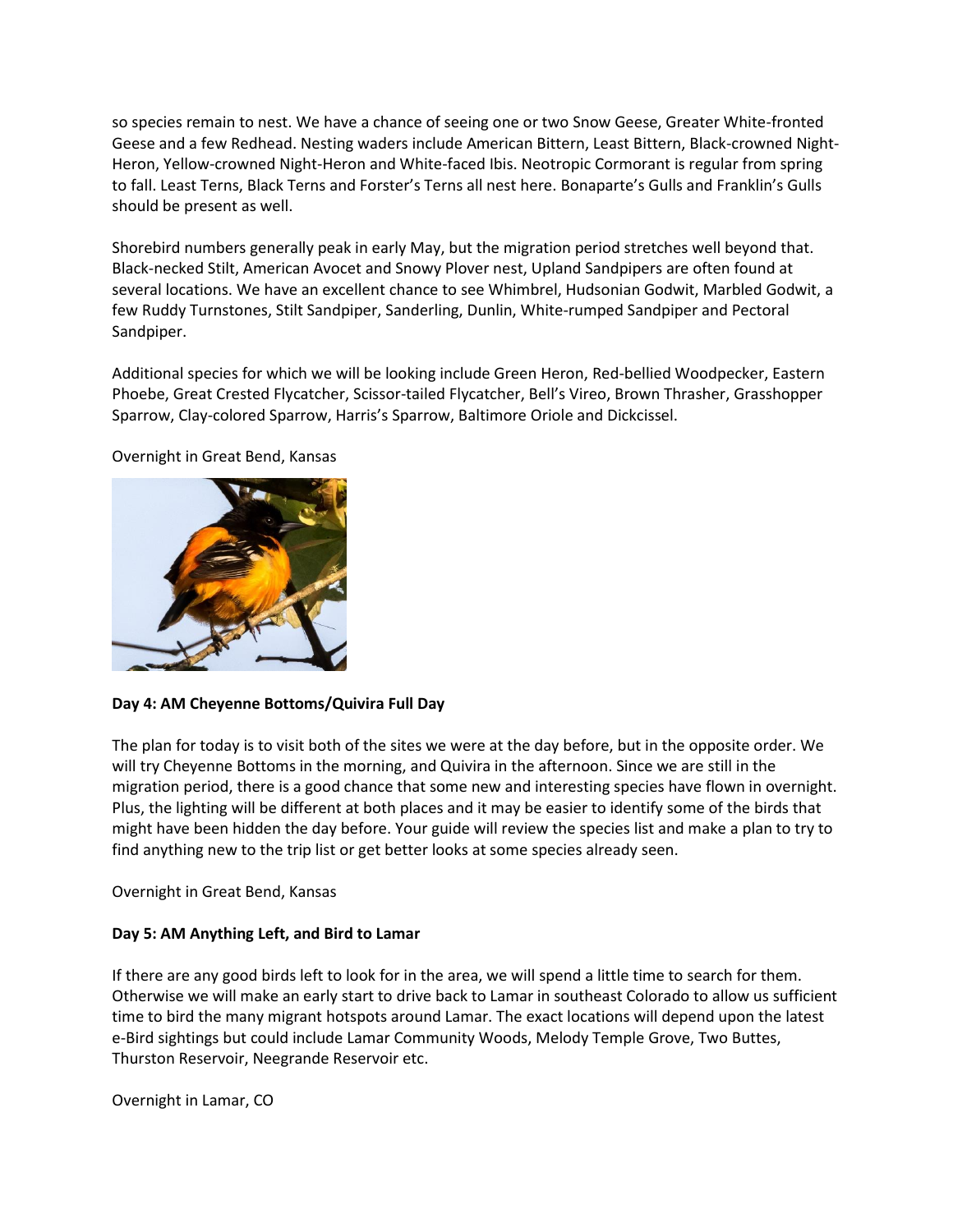so species remain to nest. We have a chance of seeing one or two Snow Geese, Greater White-fronted Geese and a few Redhead. Nesting waders include American Bittern, Least Bittern, Black-crowned Night-Heron, Yellow-crowned Night-Heron and White-faced Ibis. Neotropic Cormorant is regular from spring to fall. Least Terns, Black Terns and Forster's Terns all nest here. Bonaparte's Gulls and Franklin's Gulls should be present as well.

Shorebird numbers generally peak in early May, but the migration period stretches well beyond that. Black-necked Stilt, American Avocet and Snowy Plover nest, Upland Sandpipers are often found at several locations. We have an excellent chance to see Whimbrel, Hudsonian Godwit, Marbled Godwit, a few Ruddy Turnstones, Stilt Sandpiper, Sanderling, Dunlin, White-rumped Sandpiper and Pectoral Sandpiper.

Additional species for which we will be looking include Green Heron, Red-bellied Woodpecker, Eastern Phoebe, Great Crested Flycatcher, Scissor-tailed Flycatcher, Bell's Vireo, Brown Thrasher, Grasshopper Sparrow, Clay-colored Sparrow, Harris's Sparrow, Baltimore Oriole and Dickcissel.

Overnight in Great Bend, Kansas

**Day 4: AM Cheyenne Bottoms/Quivira Full Day**

The plan for today is to visit both of the sites we were at the day before, but in the opposite order. We will try Cheyenne Bottoms in the morning, and Quivira in the afternoon. Since we are still in the migration period, there is a good chance that some new and interesting species have flown in overnight. Plus, the lighting will be different at both places and it may be easier to identify some of the birds that might have been hidden the day before. Your guide will review the species list and make a plan to try to find anything new to the trip list or get better looks at some species already seen.

Overnight in Great Bend, Kansas

**Day 5: AM Anything Left, and Bird to Lamar**

If there are any good birds left to look for in the area, we will spend a little time to search for them. Otherwise we will make an early start to drive back to Lamar in southeast Colorado to allow us sufficient time to bird the many migrant hotspots around Lamar. The exact locations will depend upon the latest e-Bird sightings but could include Lamar Community Woods, Melody Temple Grove, Two Buttes, Thurston Reservoir, Neegrande Reservoir etc.

Overnight in Lamar, CO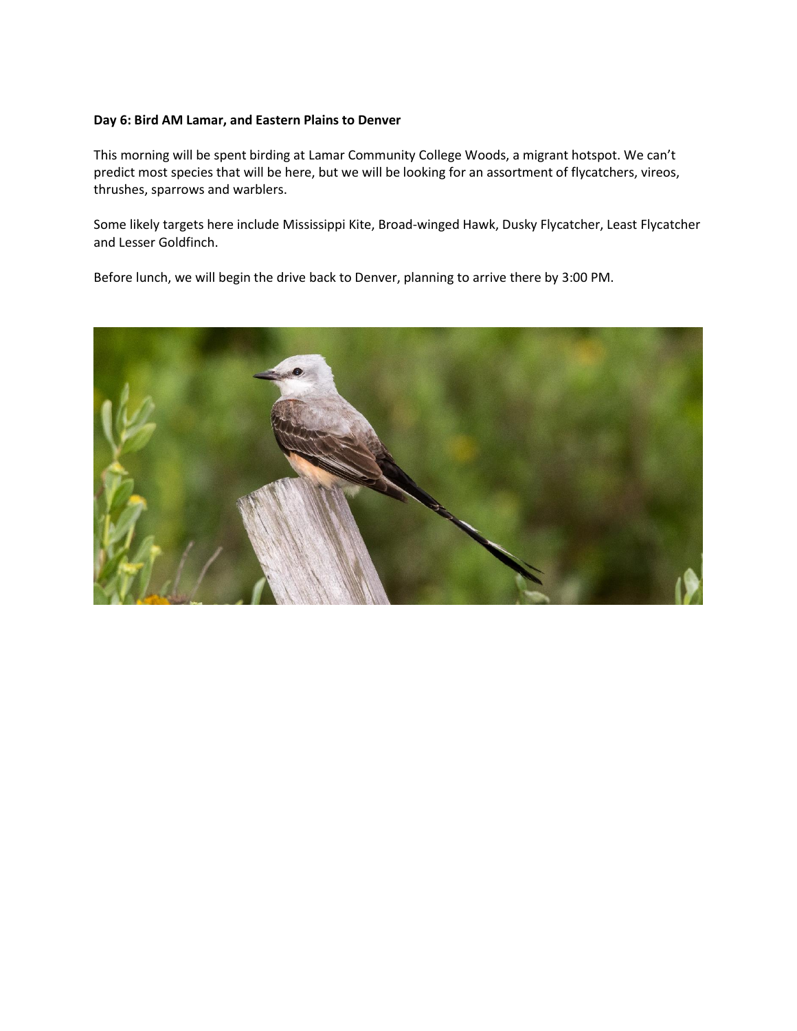**Day 6: Bird AM Lamar, and Eastern Plains to Denver**

This morning will be spent birding at Lamar Community College Woods, a migrant hotspot. We can't predict most species that will be here, but we will be looking for an assortment of flycatchers, vireos, thrushes, sparrows and warblers.

Some likely targets here include Mississippi Kite, Broad-winged Hawk, Dusky Flycatcher, Least Flycatcher and Lesser Goldfinch.

Before lunch, we will begin the drive back to Denver, planning to arrive there by 3:00 PM.